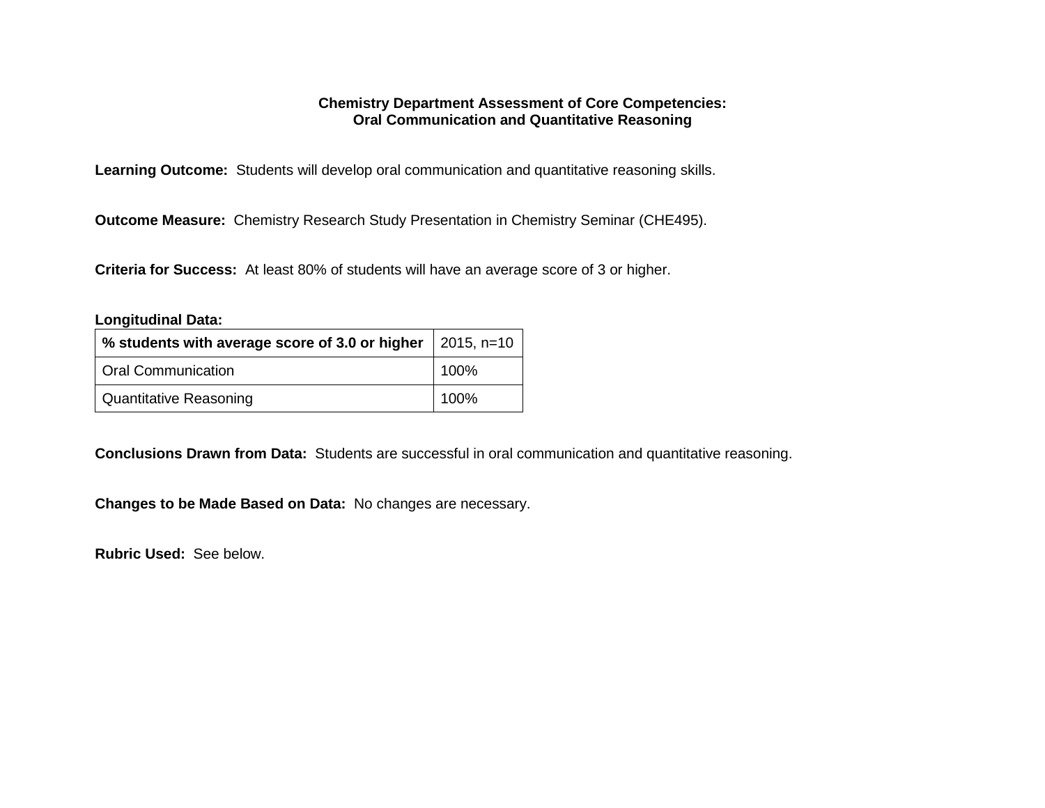# Chemistry Department Assessment of Core Competencies: Oral Communication and Quantitative Reasoning

**Learning Outcome:** Students will develop oral communication and quantitative reasoning skills.

**Outcome Measure:** Chemistry Research Study Presentation in Chemistry Seminar (CHE495).

**Criteria for Success:** At least 80% of students will have an average score of 3 or higher.

**Longitudinal Data:**

| **% students with average score of 3.0 or higher** | 2015, n=10 |
|---|---|
| Oral Communication | 100% |
| Quantitative Reasoning | 100% |

**Conclusions Drawn from Data:** Students are successful in oral communication and quantitative reasoning.

**Changes to be Made Based on Data:** No changes are necessary.

**Rubric Used:** See below.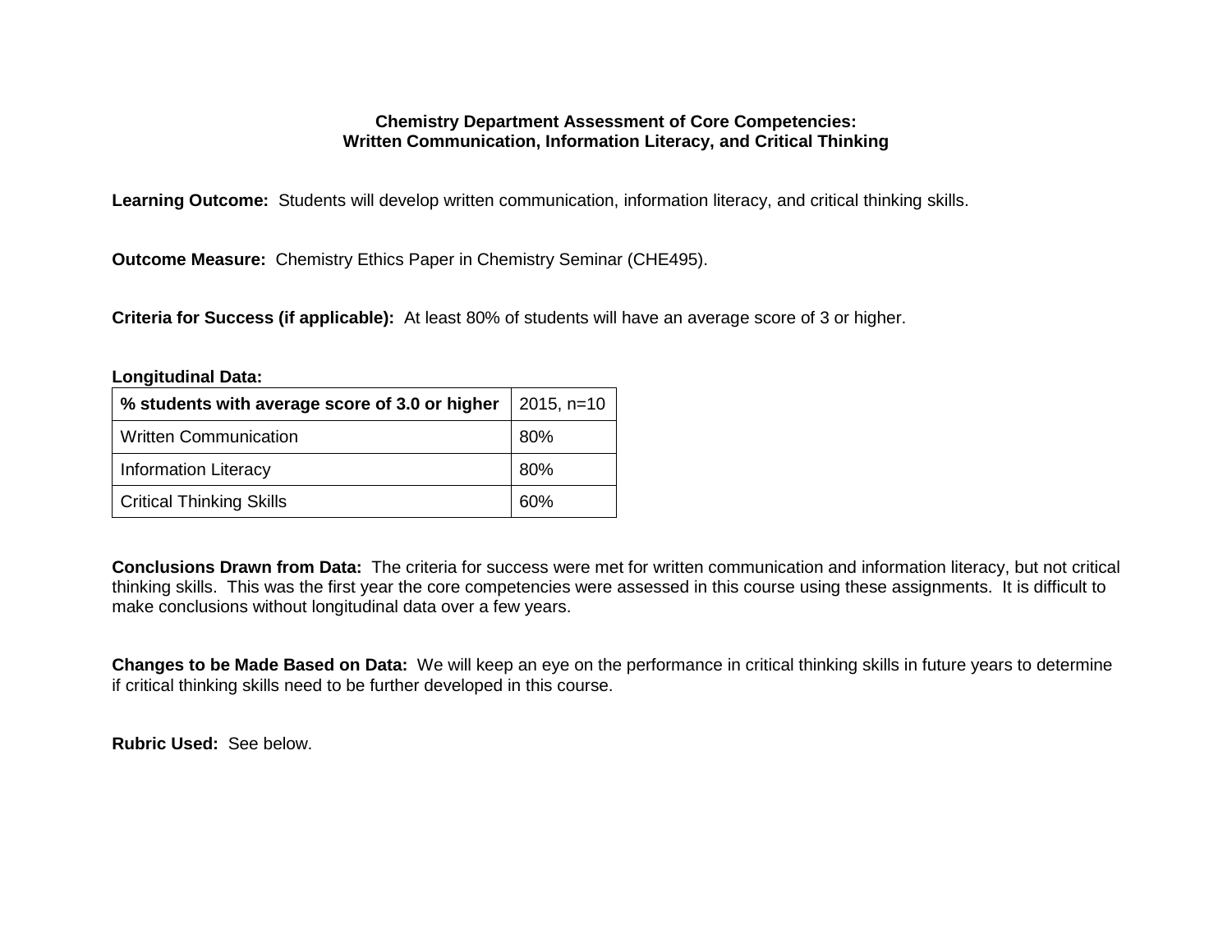**Chemistry Department Assessment of Core Competencies:**
**Written Communication, Information Literacy, and Critical Thinking**

**Learning Outcome:** Students will develop written communication, information literacy, and critical thinking skills.

**Outcome Measure:** Chemistry Ethics Paper in Chemistry Seminar (CHE495).

**Criteria for Success (if applicable):** At least 80% of students will have an average score of 3 or higher.

**Longitudinal Data:**

| **% students with average score of 3.0 or higher** | 2015, n=10 |
|---|---|
| Written Communication | 80% |
| Information Literacy | 80% |
| Critical Thinking Skills | 60% |

**Conclusions Drawn from Data:** The criteria for success were met for written communication and information literacy, but not critical thinking skills. This was the first year the core competencies were assessed in this course using these assignments. It is difficult to make conclusions without longitudinal data over a few years.

**Changes to be Made Based on Data:** We will keep an eye on the performance in critical thinking skills in future years to determine if critical thinking skills need to be further developed in this course.

**Rubric Used:** See below.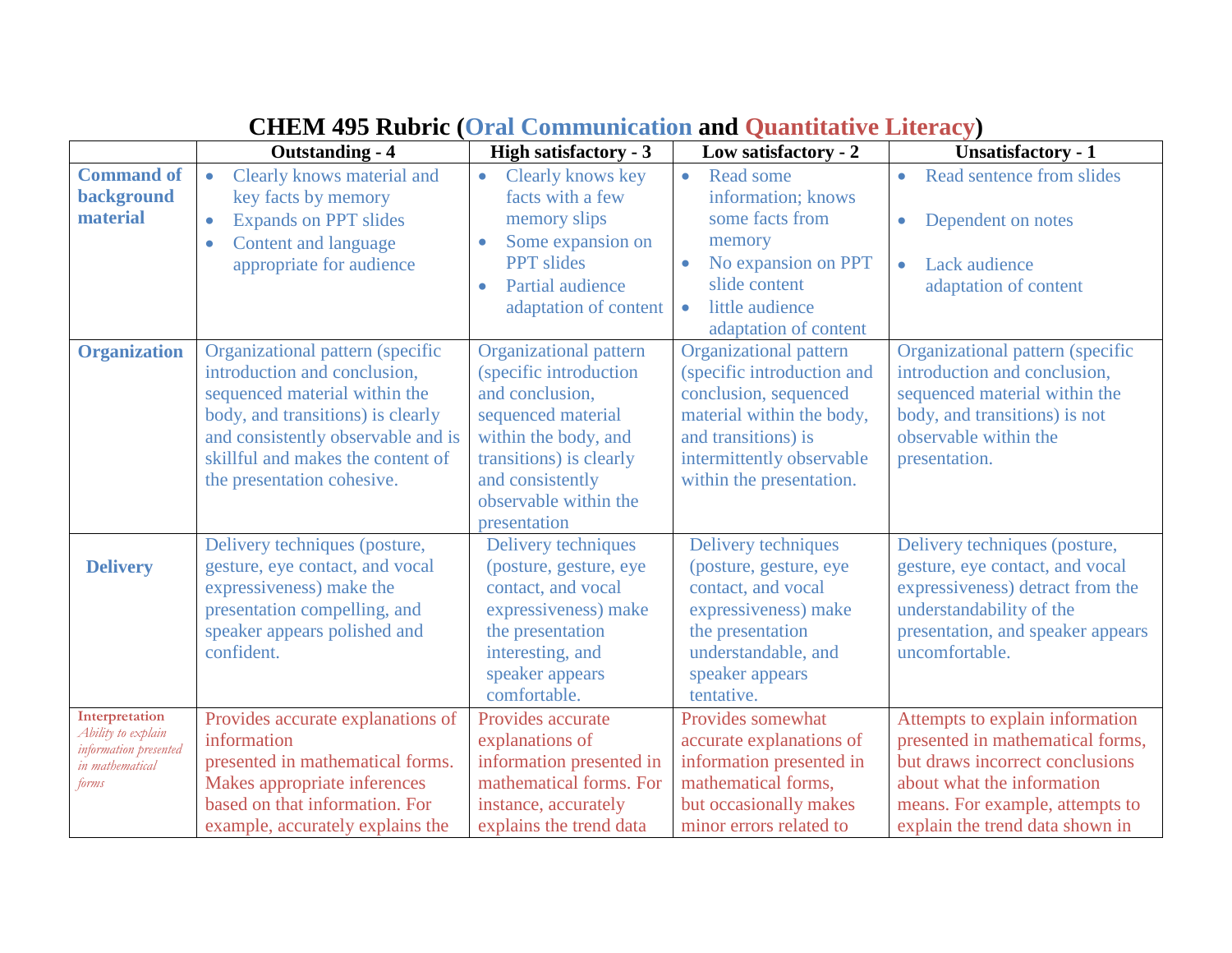# CHEM 495 Rubric (Oral Communication and Quantitative Literacy)

| | Outstanding - 4 | High satisfactory - 3 | Low satisfactory - 2 | Unsatisfactory - 1 |
|---|---|---|---|---|
| **Command of background material** | • Clearly knows material and key facts by memory<br>• Expands on PPT slides<br>• Content and language appropriate for audience | • Clearly knows key facts with a few memory slips<br>• Some expansion on PPT slides<br>• Partial audience adaptation of content | • Read some information; knows some facts from memory<br>• No expansion on PPT slide content<br>• little audience adaptation of content | • Read sentence from slides<br>• Dependent on notes<br>• Lack audience adaptation of content |
| **Organization** | Organizational pattern (specific introduction and conclusion, sequenced material within the body, and transitions) is clearly and consistently observable and is skillful and makes the content of the presentation cohesive. | Organizational pattern (specific introduction and conclusion, sequenced material within the body, and transitions) is clearly and consistently observable within the presentation | Organizational pattern (specific introduction and conclusion, sequenced material within the body, and transitions) is intermittently observable within the presentation. | Organizational pattern (specific introduction and conclusion, sequenced material within the body, and transitions) is not observable within the presentation. |
| **Delivery** | Delivery techniques (posture, gesture, eye contact, and vocal expressiveness) make the presentation compelling, and speaker appears polished and confident. | Delivery techniques (posture, gesture, eye contact, and vocal expressiveness) make the presentation interesting, and speaker appears comfortable. | Delivery techniques (posture, gesture, eye contact, and vocal expressiveness) make the presentation understandable, and speaker appears tentative. | Delivery techniques (posture, gesture, eye contact, and vocal expressiveness) detract from the understandability of the presentation, and speaker appears uncomfortable. |
| **Interpretation**<br>*Ability to explain information presented in mathematical forms* | Provides accurate explanations of information presented in mathematical forms. Makes appropriate inferences based on that information. For example, accurately explains the | Provides accurate explanations of information presented in mathematical forms. For instance, accurately explains the trend data | Provides somewhat accurate explanations of information presented in mathematical forms, but occasionally makes minor errors related to | Attempts to explain information presented in mathematical forms, but draws incorrect conclusions about what the information means. For example, attempts to explain the trend data shown in |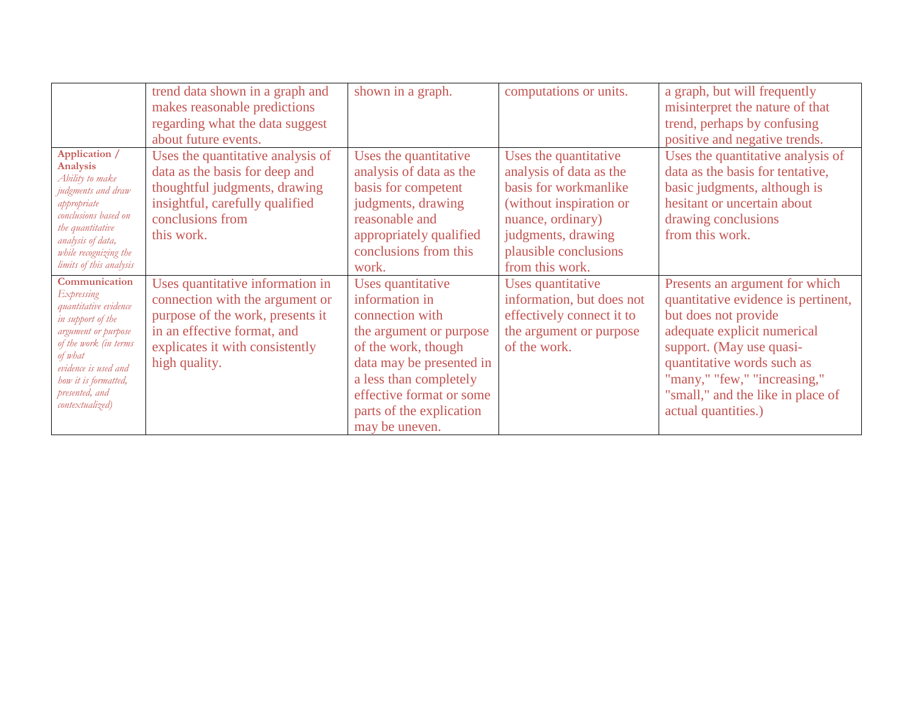| | | | | |
|---|---|---|---|---|
| | trend data shown in a graph and makes reasonable predictions regarding what the data suggest about future events. | shown in a graph. | computations or units. | a graph, but will frequently misinterpret the nature of that trend, perhaps by confusing positive and negative trends. |
| **Application / Analysis** *Ability to make judgments and draw appropriate conclusions based on the quantitative analysis of data, while recognizing the limits of this analysis* | Uses the quantitative analysis of data as the basis for deep and thoughtful judgments, drawing insightful, carefully qualified conclusions from this work. | Uses the quantitative analysis of data as the basis for competent judgments, drawing reasonable and appropriately qualified conclusions from this work. | Uses the quantitative analysis of data as the basis for workmanlike (without inspiration or nuance, ordinary) judgments, drawing plausible conclusions from this work. | Uses the quantitative analysis of data as the basis for tentative, basic judgments, although is hesitant or uncertain about drawing conclusions from this work. |
| **Communication** *Expressing quantitative evidence in support of the argument or purpose of the work (in terms of what evidence is used and how it is formatted, presented, and contextualized)* | Uses quantitative information in connection with the argument or purpose of the work, presents it in an effective format, and explicates it with consistently high quality. | Uses quantitative information in connection with the argument or purpose of the work, though data may be presented in a less than completely effective format or some parts of the explication may be uneven. | Uses quantitative information, but does not effectively connect it to the argument or purpose of the work. | Presents an argument for which quantitative evidence is pertinent, but does not provide adequate explicit numerical support. (May use quasi-quantitative words such as "many," "few," "increasing," "small," and the like in place of actual quantities.) |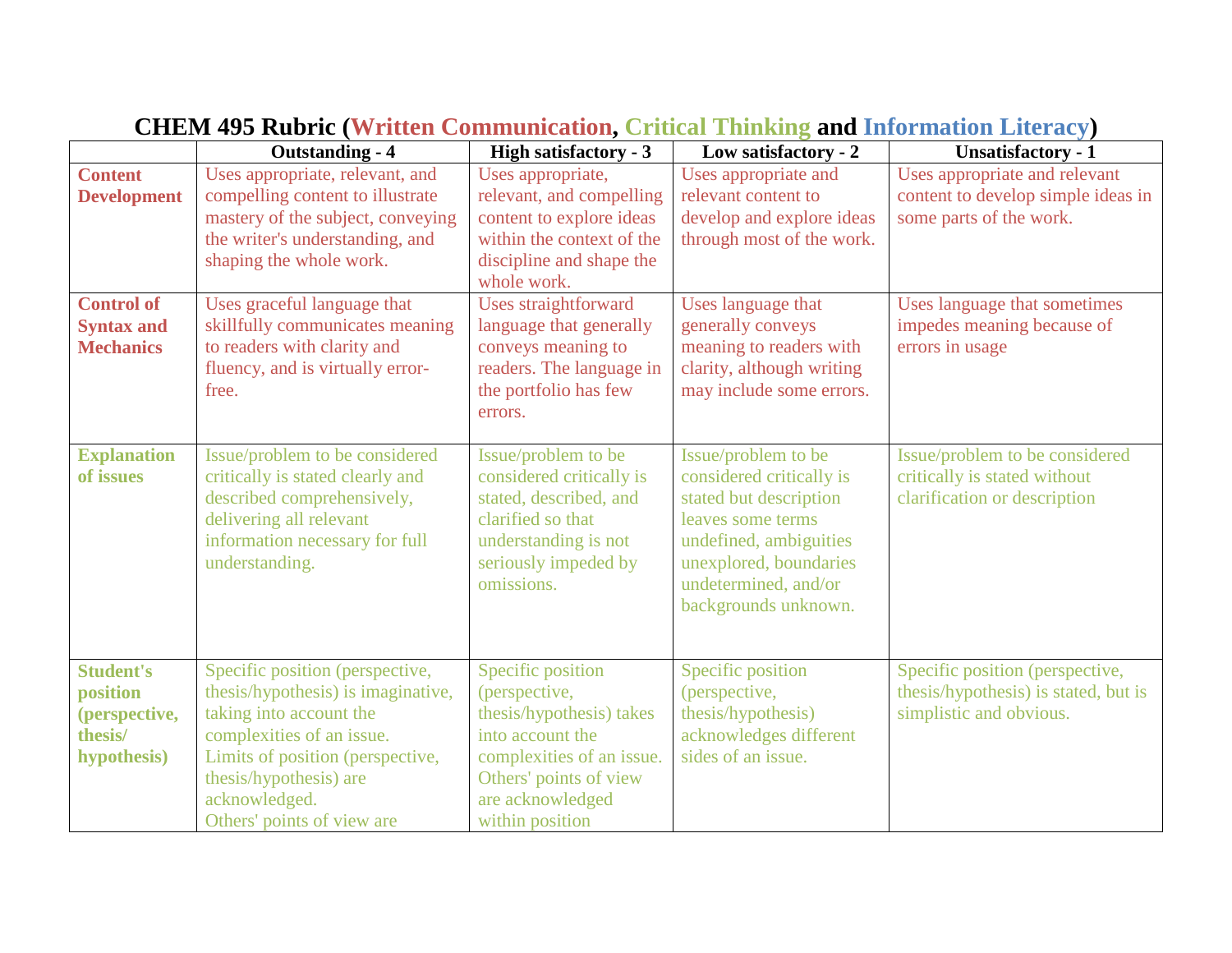# CHEM 495 Rubric (Written Communication, Critical Thinking and Information Literacy)

| | Outstanding - 4 | High satisfactory - 3 | Low satisfactory - 2 | Unsatisfactory - 1 |
|---|---|---|---|---|
| **Content Development** | Uses appropriate, relevant, and compelling content to illustrate mastery of the subject, conveying the writer's understanding, and shaping the whole work. | Uses appropriate, relevant, and compelling content to explore ideas within the context of the discipline and shape the whole work. | Uses appropriate and relevant content to develop and explore ideas through most of the work. | Uses appropriate and relevant content to develop simple ideas in some parts of the work. |
| **Control of Syntax and Mechanics** | Uses graceful language that skillfully communicates meaning to readers with clarity and fluency, and is virtually error-free. | Uses straightforward language that generally conveys meaning to readers. The language in the portfolio has few errors. | Uses language that generally conveys meaning to readers with clarity, although writing may include some errors. | Uses language that sometimes impedes meaning because of errors in usage |
| **Explanation of issues** | Issue/problem to be considered critically is stated clearly and described comprehensively, delivering all relevant information necessary for full understanding. | Issue/problem to be considered critically is stated, described, and clarified so that understanding is not seriously impeded by omissions. | Issue/problem to be considered critically is stated but description leaves some terms undefined, ambiguities unexplored, boundaries undetermined, and/or backgrounds unknown. | Issue/problem to be considered critically is stated without clarification or description |
| **Student's position (perspective, thesis/ hypothesis)** | Specific position (perspective, thesis/hypothesis) is imaginative, taking into account the complexities of an issue. Limits of position (perspective, thesis/hypothesis) are acknowledged. Others' points of view are | Specific position (perspective, thesis/hypothesis) takes into account the complexities of an issue. Others' points of view are acknowledged within position | Specific position (perspective, thesis/hypothesis) acknowledges different sides of an issue. | Specific position (perspective, thesis/hypothesis) is stated, but is simplistic and obvious. |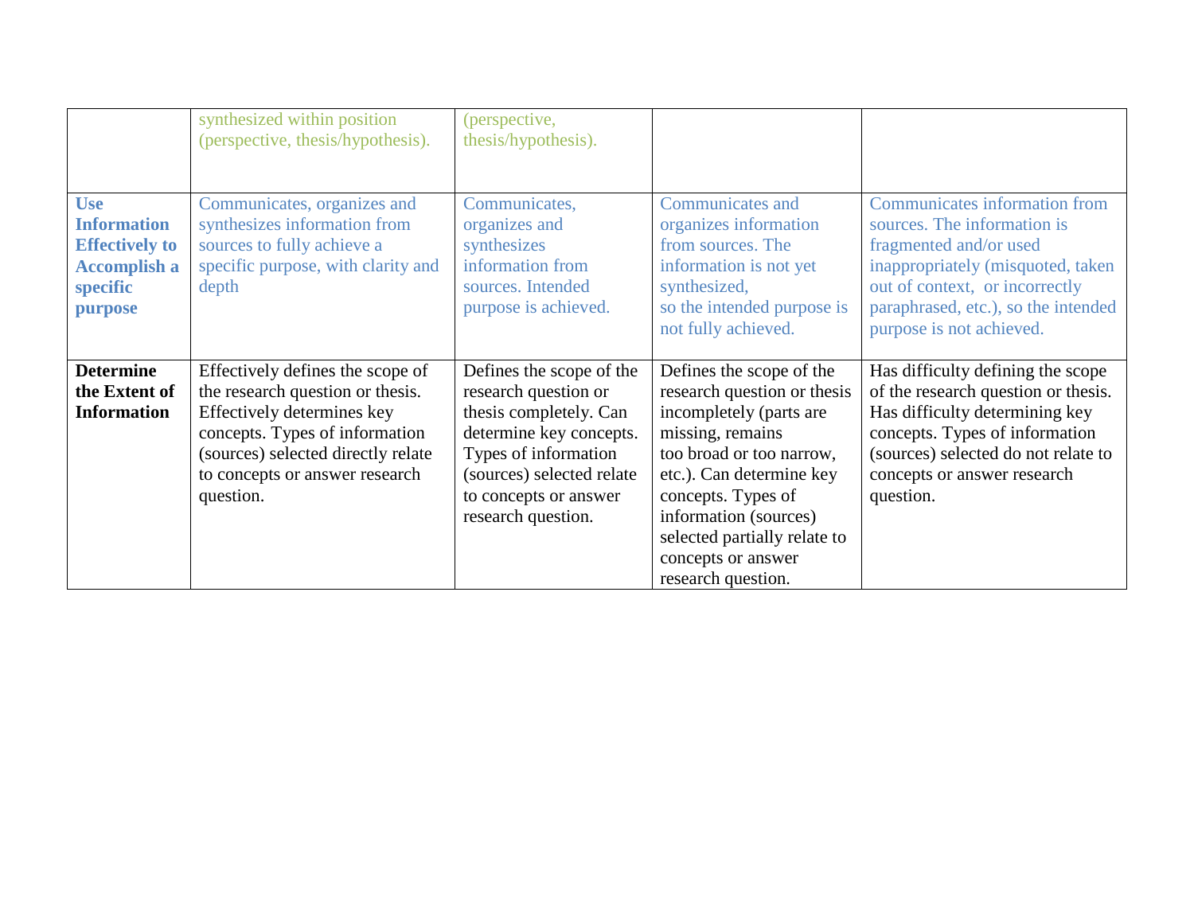| | | | | |
|---|---|---|---|---|
| | synthesized within position (perspective, thesis/hypothesis). | (perspective, thesis/hypothesis). | | |
| **Use Information Effectively to Accomplish a specific purpose** | Communicates, organizes and synthesizes information from sources to fully achieve a specific purpose, with clarity and depth | Communicates, organizes and synthesizes information from sources. Intended purpose is achieved. | Communicates and organizes information from sources. The information is not yet synthesized, so the intended purpose is not fully achieved. | Communicates information from sources. The information is fragmented and/or used inappropriately (misquoted, taken out of context, or incorrectly paraphrased, etc.), so the intended purpose is not achieved. |
| **Determine the Extent of Information** | Effectively defines the scope of the research question or thesis. Effectively determines key concepts. Types of information (sources) selected directly relate to concepts or answer research question. | Defines the scope of the research question or thesis completely. Can determine key concepts. Types of information (sources) selected relate to concepts or answer research question. | Defines the scope of the research question or thesis incompletely (parts are missing, remains too broad or too narrow, etc.). Can determine key concepts. Types of information (sources) selected partially relate to concepts or answer research question. | Has difficulty defining the scope of the research question or thesis. Has difficulty determining key concepts. Types of information (sources) selected do not relate to concepts or answer research question. |